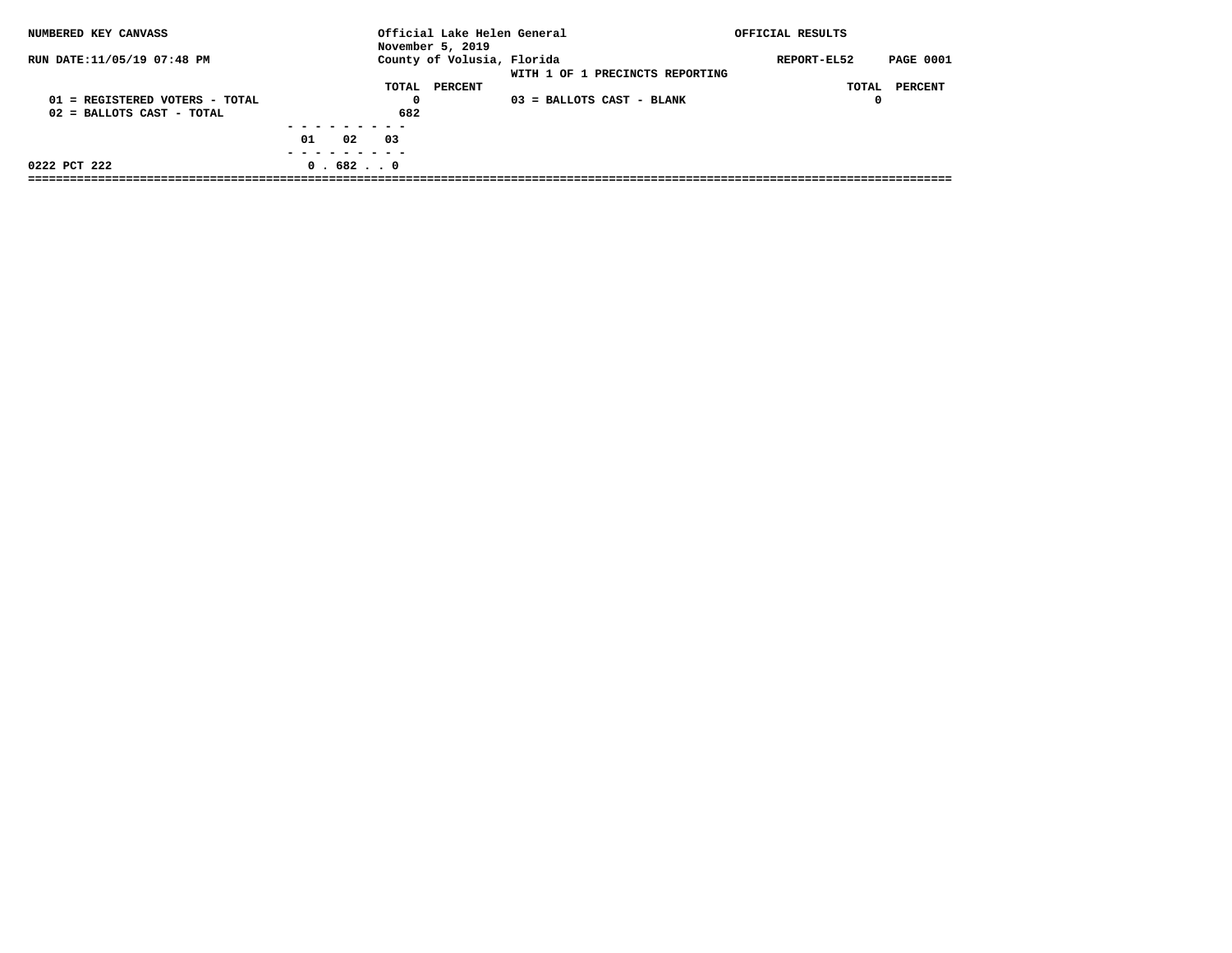NUMBERED KEY CANVASS

RUN DATE:11/05/19 07:48 PM

Official Lake Helen General
November 5, 2019
County of Volusia, Florida
WITH 1 OF 1 PRECINCTS REPORTING

OFFICIAL RESULTS

REPORT-EL52

| | TOTAL | PERCENT | | TOTAL | PERCENT |
|---|---|---|---|---|---|
| 01 = REGISTERED VOTERS - TOTAL | 0 | | 03 = BALLOTS CAST - BLANK | 0 | |
| 02 = BALLOTS CAST - TOTAL | 682 | | | | |

| | 01 | 02 | 03 |
|---|---|---|---|
| 0222 PCT 222 | 0 | 682 | 0 |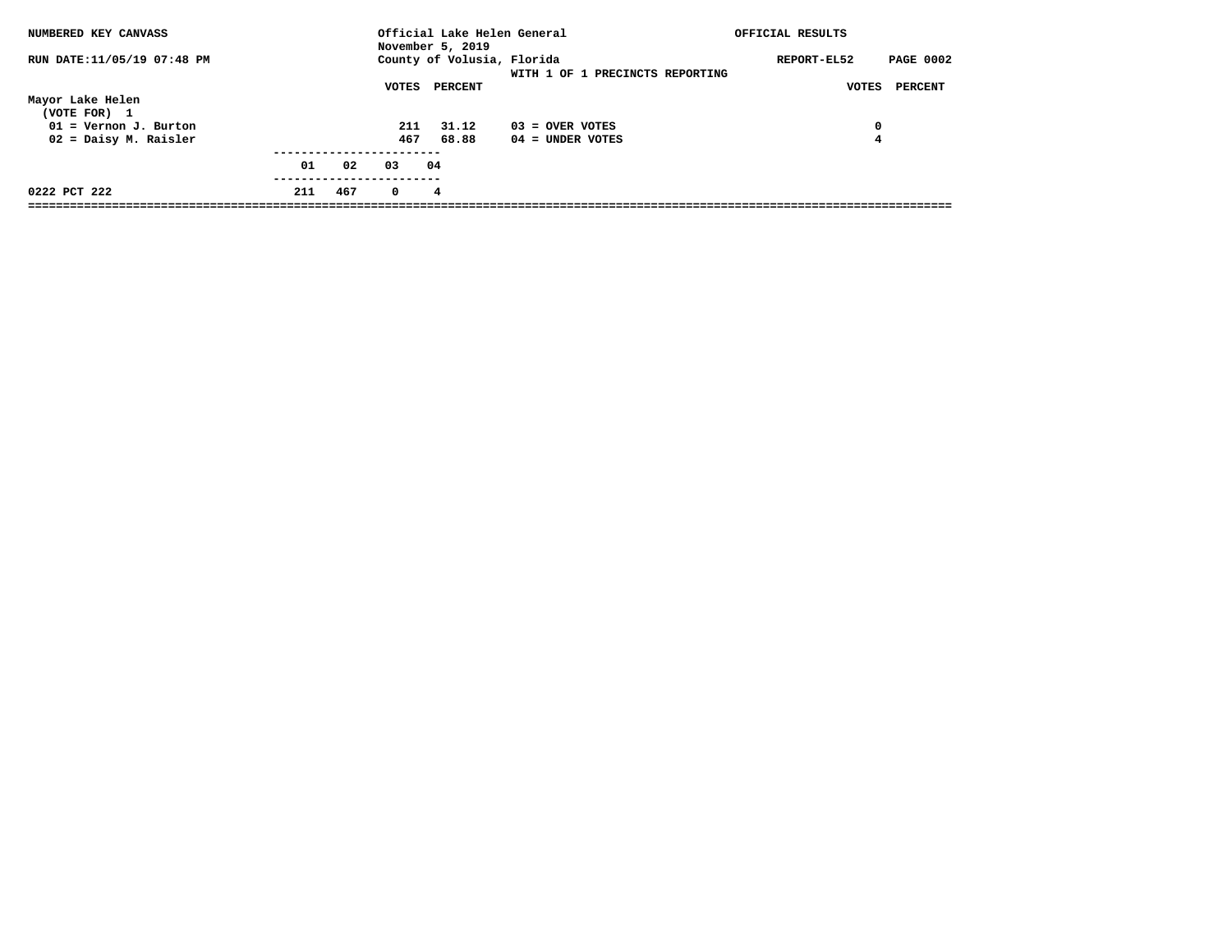NUMBERED KEY CANVASS

RUN DATE:11/05/19 07:48 PM

Official Lake Helen General
November 5, 2019
County of Volusia, Florida
WITH 1 OF 1 PRECINCTS REPORTING

OFFICIAL RESULTS

REPORT-EL52

## Mayor Lake Helen

(VOTE FOR) 1

| | VOTES | PERCENT |
|---|---|---|
| 01 = Vernon J. Burton | 211 | 31.12 |
| 02 = Daisy M. Raisler | 467 | 68.88 |

| | VOTES | PERCENT |
|---|---|---|
| 03 = OVER VOTES | 0 | |
| 04 = UNDER VOTES | 4 | |

| | 01 | 02 | 03 | 04 |
|---|---|---|---|---|
| 0222 PCT 222 | 211 | 467 | 0 | 4 |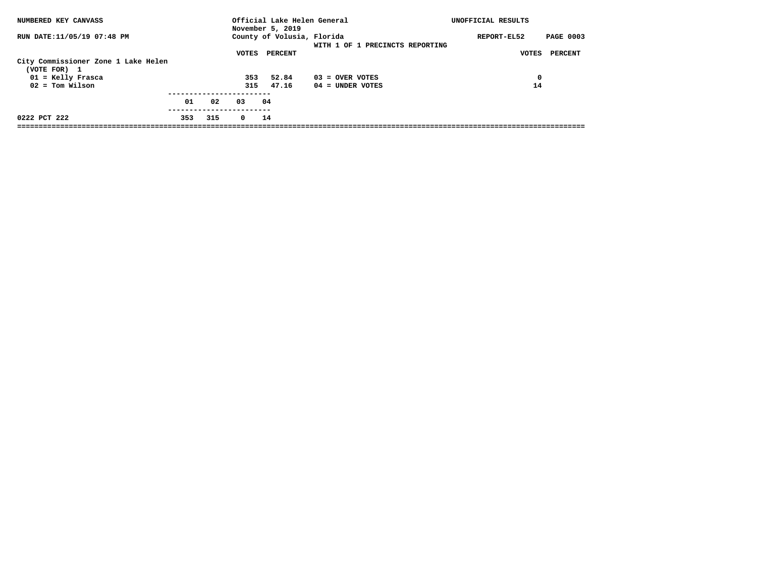NUMBERED KEY CANVASS

RUN DATE:11/05/19 07:48 PM

Official Lake Helen General
November 5, 2019
County of Volusia, Florida
WITH 1 OF 1 PRECINCTS REPORTING

UNOFFICIAL RESULTS

REPORT-EL52

**City Commissioner Zone 1 Lake Helen**
(VOTE FOR) 1

| | VOTES | PERCENT | | VOTES | PERCENT |
|---|---|---|---|---|---|
| 01 = Kelly Frasca | 353 | 52.84 | 03 = OVER VOTES | 0 | |
| 02 = Tom Wilson | 315 | 47.16 | 04 = UNDER VOTES | 14 | |

| | 01 | 02 | 03 | 04 |
|---|---|---|---|---|
| 0222 PCT 222 | 353 | 315 | 0 | 14 |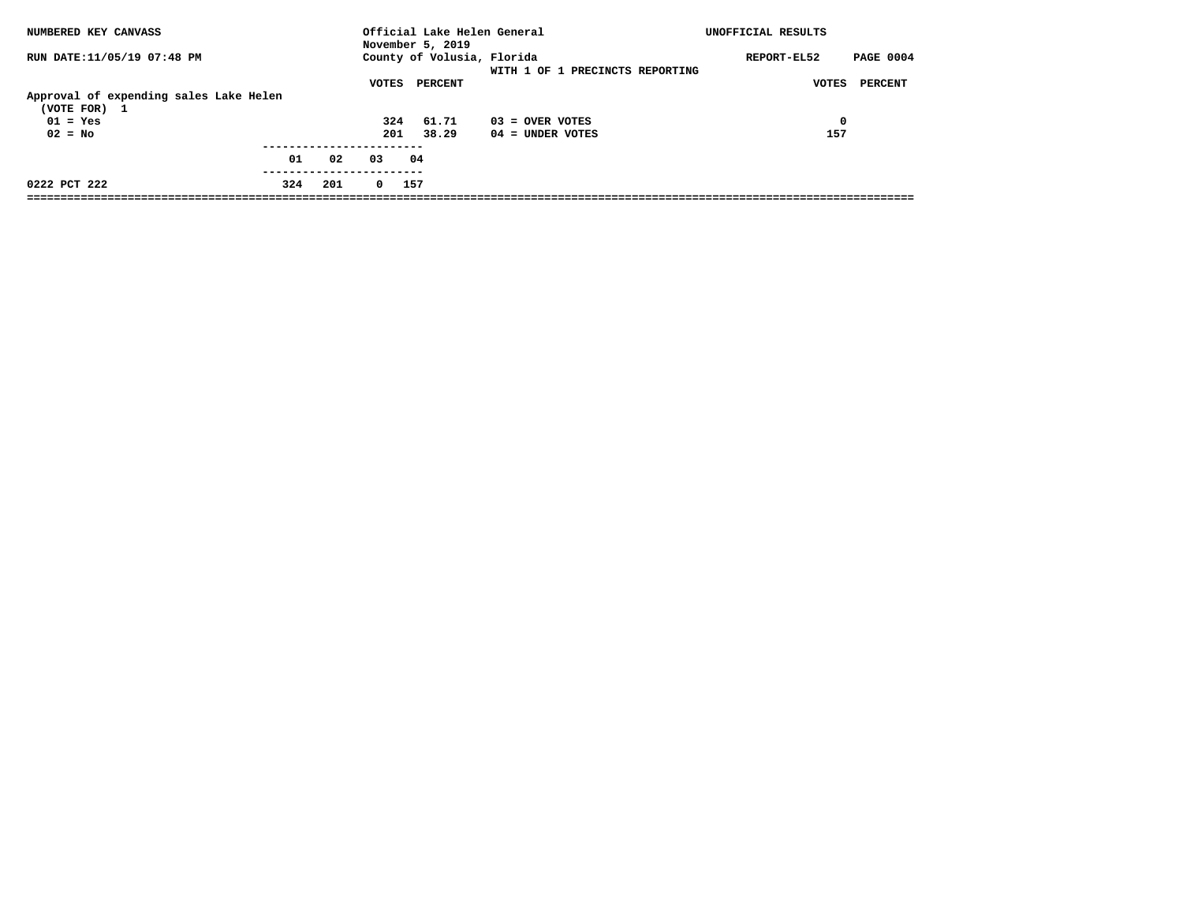NUMBERED KEY CANVASS

RUN DATE:11/05/19 07:48 PM

Official Lake Helen General
November 5, 2019
County of Volusia, Florida
WITH 1 OF 1 PRECINCTS REPORTING

UNOFFICIAL RESULTS

REPORT-EL52 PAGE 0004

**Approval of expending sales Lake Helen**
(VOTE FOR) 1

| | VOTES | PERCENT | | VOTES | PERCENT |
|---|---|---|---|---|---|
| 01 = Yes | 324 | 61.71 | 03 = OVER VOTES | 0 | |
| 02 = No | 201 | 38.29 | 04 = UNDER VOTES | 157 | |

| | 01 | 02 | 03 | 04 |
|---|---|---|---|---|
| 0222 PCT 222 | 324 | 201 | 0 | 157 |